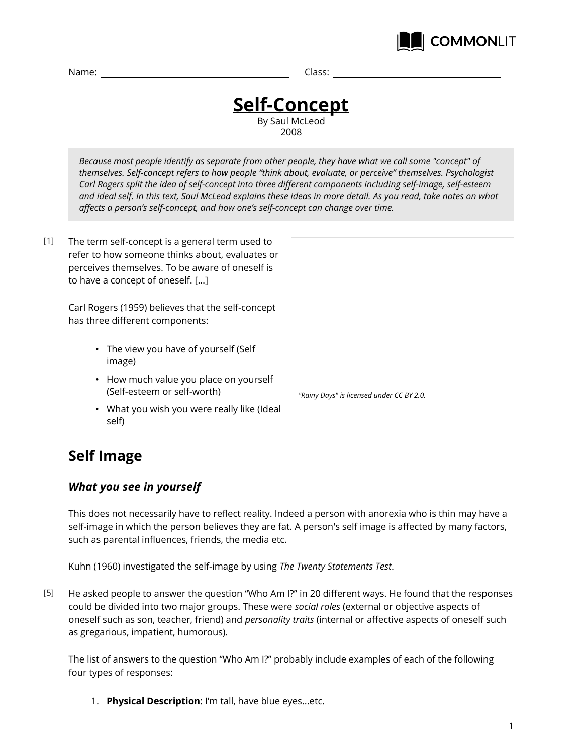Name: ______________________ Class: ______________________

# Self-Concept

By Saul McLeod
2008

*Because most people identify as separate from other people, they have what we call some "concept" of themselves. Self-concept refers to how people "think about, evaluate, or perceive" themselves. Psychologist Carl Rogers split the idea of self-concept into three different components including self-image, self-esteem and ideal self. In this text, Saul McLeod explains these ideas in more detail. As you read, take notes on what affects a person's self-concept, and how one's self-concept can change over time.*

[1] The term self-concept is a general term used to refer to how someone thinks about, evaluates or perceives themselves. To be aware of oneself is to have a concept of oneself. [...]

Carl Rogers (1959) believes that the self-concept has three different components:

- The view you have of yourself (Self image)
- How much value you place on yourself (Self-esteem or self-worth)
- What you wish you were really like (Ideal self)

*"Rainy Days" is licensed under CC BY 2.0.*

## Self Image

### *What you see in yourself*

This does not necessarily have to reflect reality. Indeed a person with anorexia who is thin may have a self-image in which the person believes they are fat. A person's self image is affected by many factors, such as parental influences, friends, the media etc.

Kuhn (1960) investigated the self-image by using *The Twenty Statements Test*.

[5] He asked people to answer the question "Who Am I?" in 20 different ways. He found that the responses could be divided into two major groups. These were *social roles* (external or objective aspects of oneself such as son, teacher, friend) and *personality traits* (internal or affective aspects of oneself such as gregarious, impatient, humorous).

The list of answers to the question "Who Am I?" probably include examples of each of the following four types of responses:

1. **Physical Description**: I'm tall, have blue eyes...etc.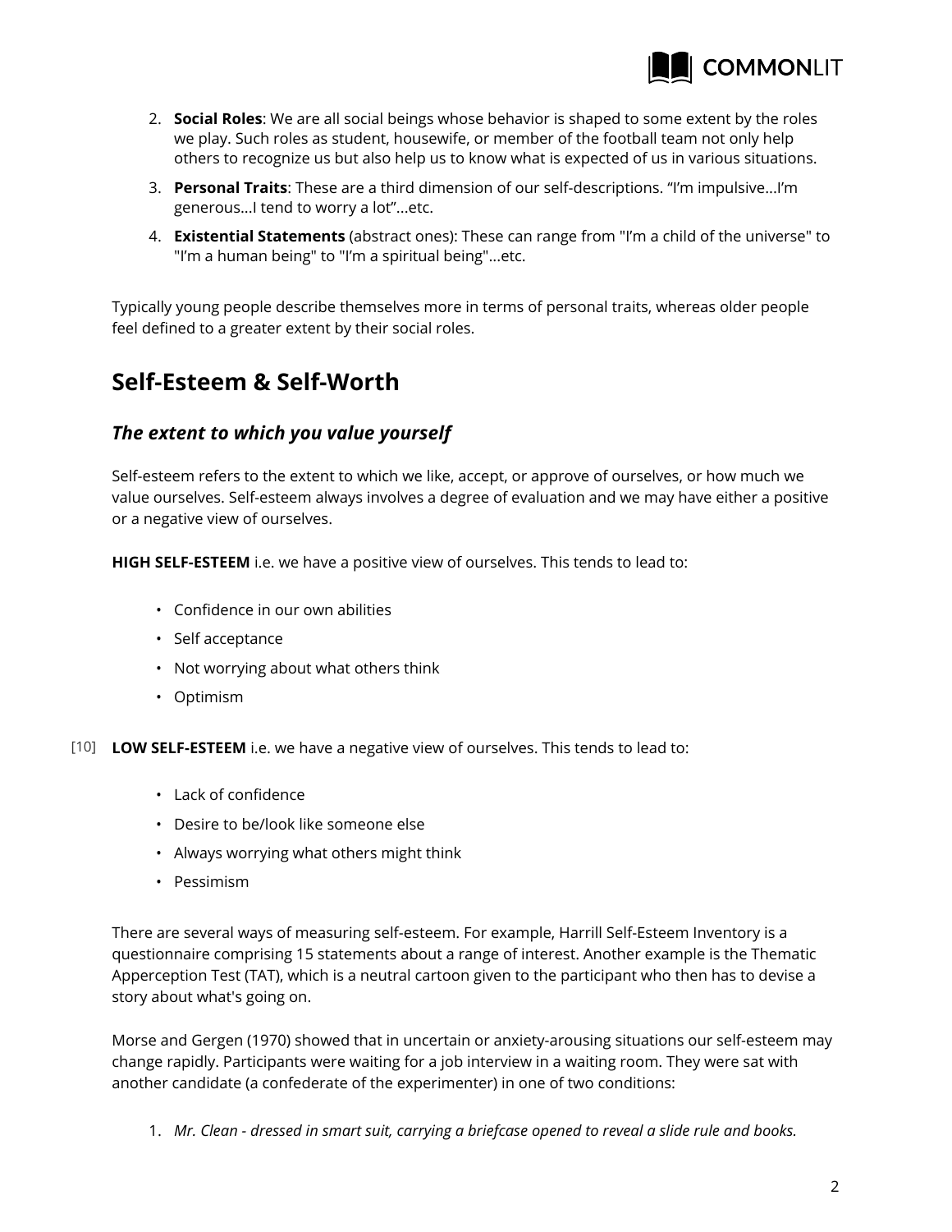2. **Social Roles**: We are all social beings whose behavior is shaped to some extent by the roles we play. Such roles as student, housewife, or member of the football team not only help others to recognize us but also help us to know what is expected of us in various situations.
3. **Personal Traits**: These are a third dimension of our self-descriptions. "I'm impulsive…I'm generous…I tend to worry a lot"…etc.
4. **Existential Statements** (abstract ones): These can range from "I'm a child of the universe" to "I'm a human being" to "I'm a spiritual being"…etc.

Typically young people describe themselves more in terms of personal traits, whereas older people feel defined to a greater extent by their social roles.

## Self-Esteem & Self-Worth

### *The extent to which you value yourself*

Self-esteem refers to the extent to which we like, accept, or approve of ourselves, or how much we value ourselves. Self-esteem always involves a degree of evaluation and we may have either a positive or a negative view of ourselves.

**HIGH SELF-ESTEEM** i.e. we have a positive view of ourselves. This tends to lead to:

- Confidence in our own abilities
- Self acceptance
- Not worrying about what others think
- Optimism

[10] **LOW SELF-ESTEEM** i.e. we have a negative view of ourselves. This tends to lead to:

- Lack of confidence
- Desire to be/look like someone else
- Always worrying what others might think
- Pessimism

There are several ways of measuring self-esteem. For example, Harrill Self-Esteem Inventory is a questionnaire comprising 15 statements about a range of interest. Another example is the Thematic Apperception Test (TAT), which is a neutral cartoon given to the participant who then has to devise a story about what's going on.

Morse and Gergen (1970) showed that in uncertain or anxiety-arousing situations our self-esteem may change rapidly. Participants were waiting for a job interview in a waiting room. They were sat with another candidate (a confederate of the experimenter) in one of two conditions:

1. *Mr. Clean - dressed in smart suit, carrying a briefcase opened to reveal a slide rule and books.*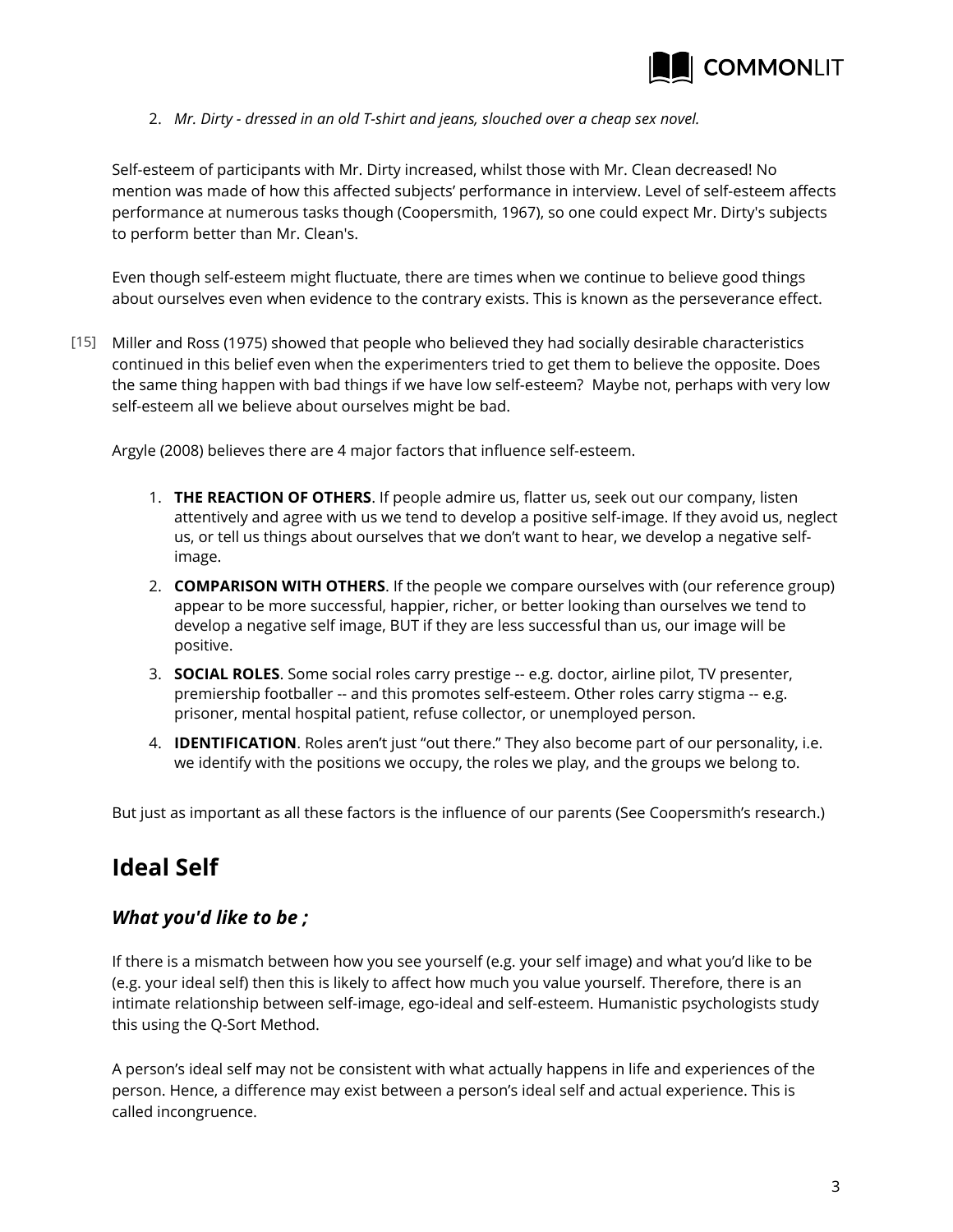2. *Mr. Dirty - dressed in an old T-shirt and jeans, slouched over a cheap sex novel.*

Self-esteem of participants with Mr. Dirty increased, whilst those with Mr. Clean decreased! No mention was made of how this affected subjects' performance in interview. Level of self-esteem affects performance at numerous tasks though (Coopersmith, 1967), so one could expect Mr. Dirty's subjects to perform better than Mr. Clean's.

Even though self-esteem might fluctuate, there are times when we continue to believe good things about ourselves even when evidence to the contrary exists. This is known as the perseverance effect.

[15] Miller and Ross (1975) showed that people who believed they had socially desirable characteristics continued in this belief even when the experimenters tried to get them to believe the opposite. Does the same thing happen with bad things if we have low self-esteem? Maybe not, perhaps with very low self-esteem all we believe about ourselves might be bad.

Argyle (2008) believes there are 4 major factors that influence self-esteem.

1. **THE REACTION OF OTHERS**. If people admire us, flatter us, seek out our company, listen attentively and agree with us we tend to develop a positive self-image. If they avoid us, neglect us, or tell us things about ourselves that we don't want to hear, we develop a negative self-image.
2. **COMPARISON WITH OTHERS**. If the people we compare ourselves with (our reference group) appear to be more successful, happier, richer, or better looking than ourselves we tend to develop a negative self image, BUT if they are less successful than us, our image will be positive.
3. **SOCIAL ROLES**. Some social roles carry prestige -- e.g. doctor, airline pilot, TV presenter, premiership footballer -- and this promotes self-esteem. Other roles carry stigma -- e.g. prisoner, mental hospital patient, refuse collector, or unemployed person.
4. **IDENTIFICATION**. Roles aren't just "out there." They also become part of our personality, i.e. we identify with the positions we occupy, the roles we play, and the groups we belong to.

But just as important as all these factors is the influence of our parents (See Coopersmith's research.)

## Ideal Self

### *What you'd like to be ;*

If there is a mismatch between how you see yourself (e.g. your self image) and what you'd like to be (e.g. your ideal self) then this is likely to affect how much you value yourself. Therefore, there is an intimate relationship between self-image, ego-ideal and self-esteem. Humanistic psychologists study this using the Q-Sort Method.

A person's ideal self may not be consistent with what actually happens in life and experiences of the person. Hence, a difference may exist between a person's ideal self and actual experience. This is called incongruence.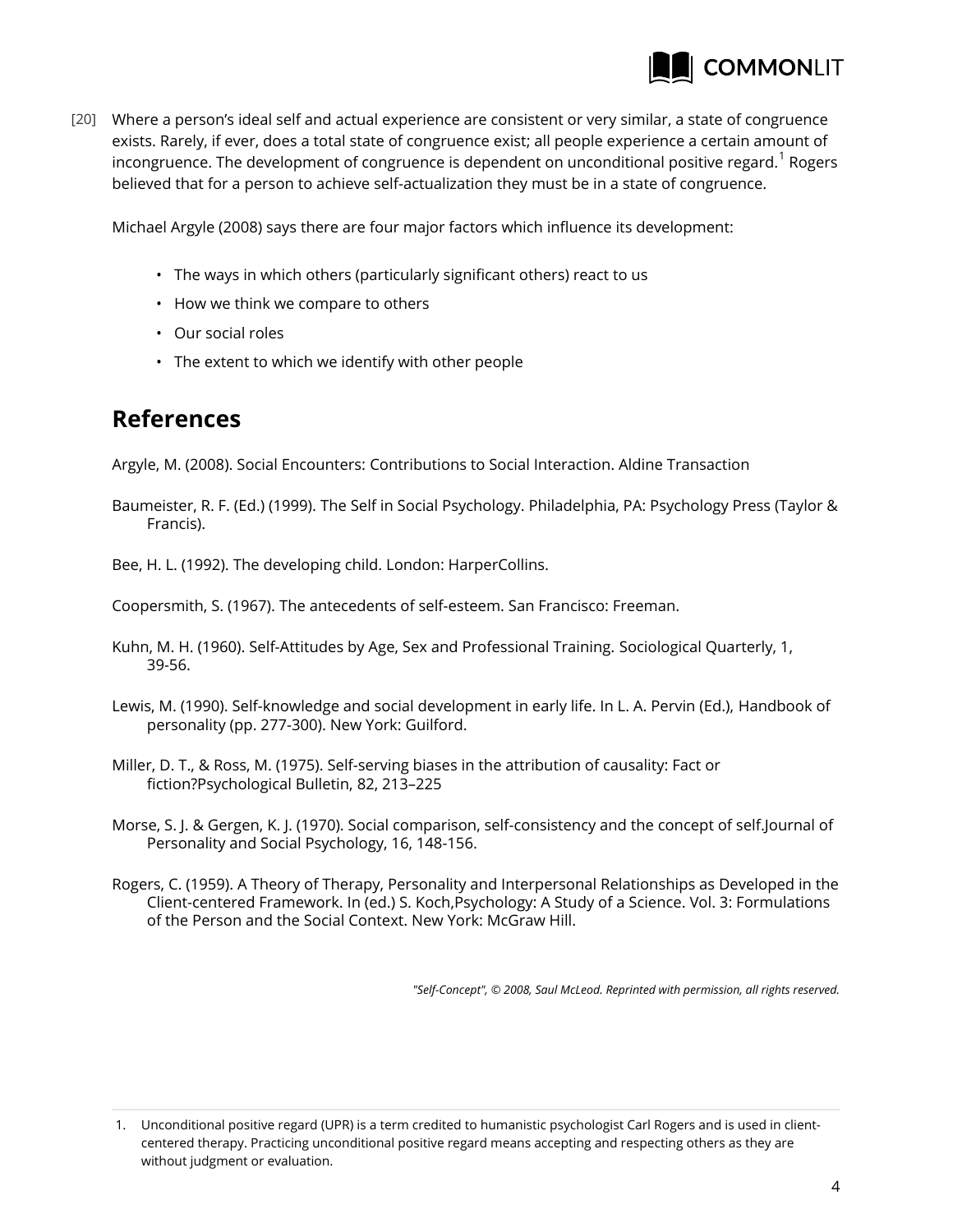[20] Where a person's ideal self and actual experience are consistent or very similar, a state of congruence exists. Rarely, if ever, does a total state of congruence exist; all people experience a certain amount of incongruence. The development of congruence is dependent on unconditional positive regard.[1] Rogers believed that for a person to achieve self-actualization they must be in a state of congruence.

Michael Argyle (2008) says there are four major factors which influence its development:

- The ways in which others (particularly significant others) react to us
- How we think we compare to others
- Our social roles
- The extent to which we identify with other people

## References

Argyle, M. (2008). Social Encounters: Contributions to Social Interaction. Aldine Transaction

Baumeister, R. F. (Ed.) (1999). The Self in Social Psychology. Philadelphia, PA: Psychology Press (Taylor & Francis).

Bee, H. L. (1992). The developing child. London: HarperCollins.

Coopersmith, S. (1967). The antecedents of self-esteem. San Francisco: Freeman.

Kuhn, M. H. (1960). Self-Attitudes by Age, Sex and Professional Training. Sociological Quarterly, 1, 39-56.

Lewis, M. (1990). Self-knowledge and social development in early life. In L. A. Pervin (Ed.), Handbook of personality (pp. 277-300). New York: Guilford.

Miller, D. T., & Ross, M. (1975). Self-serving biases in the attribution of causality: Fact or fiction?Psychological Bulletin, 82, 213–225

Morse, S. J. & Gergen, K. J. (1970). Social comparison, self-consistency and the concept of self.Journal of Personality and Social Psychology, 16, 148-156.

Rogers, C. (1959). A Theory of Therapy, Personality and Interpersonal Relationships as Developed in the Client-centered Framework. In (ed.) S. Koch,Psychology: A Study of a Science. Vol. 3: Formulations of the Person and the Social Context. New York: McGraw Hill.

*"Self-Concept", © 2008, Saul McLeod. Reprinted with permission, all rights reserved.*

1. Unconditional positive regard (UPR) is a term credited to humanistic psychologist Carl Rogers and is used in client-centered therapy. Practicing unconditional positive regard means accepting and respecting others as they are without judgment or evaluation.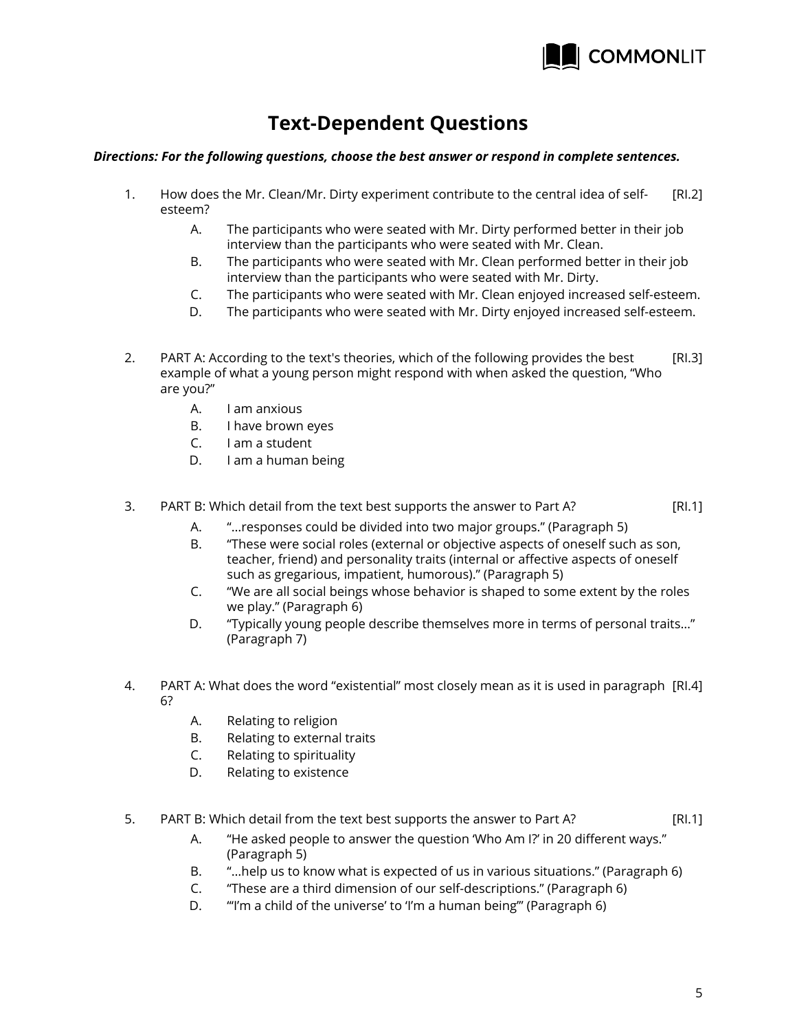# Text-Dependent Questions

***Directions: For the following questions, choose the best answer or respond in complete sentences.***

1. How does the Mr. Clean/Mr. Dirty experiment contribute to the central idea of self-esteem? [RI.2]
   - A. The participants who were seated with Mr. Dirty performed better in their job interview than the participants who were seated with Mr. Clean.
   - B. The participants who were seated with Mr. Clean performed better in their job interview than the participants who were seated with Mr. Dirty.
   - C. The participants who were seated with Mr. Clean enjoyed increased self-esteem.
   - D. The participants who were seated with Mr. Dirty enjoyed increased self-esteem.

2. PART A: According to the text's theories, which of the following provides the best example of what a young person might respond with when asked the question, "Who are you?" [RI.3]
   - A. I am anxious
   - B. I have brown eyes
   - C. I am a student
   - D. I am a human being

3. PART B: Which detail from the text best supports the answer to Part A? [RI.1]
   - A. "...responses could be divided into two major groups." (Paragraph 5)
   - B. "These were social roles (external or objective aspects of oneself such as son, teacher, friend) and personality traits (internal or affective aspects of oneself such as gregarious, impatient, humorous)." (Paragraph 5)
   - C. "We are all social beings whose behavior is shaped to some extent by the roles we play." (Paragraph 6)
   - D. "Typically young people describe themselves more in terms of personal traits..." (Paragraph 7)

4. PART A: What does the word "existential" most closely mean as it is used in paragraph 6? [RI.4]
   - A. Relating to religion
   - B. Relating to external traits
   - C. Relating to spirituality
   - D. Relating to existence

5. PART B: Which detail from the text best supports the answer to Part A? [RI.1]
   - A. "He asked people to answer the question 'Who Am I?' in 20 different ways." (Paragraph 5)
   - B. "...help us to know what is expected of us in various situations." (Paragraph 6)
   - C. "These are a third dimension of our self-descriptions." (Paragraph 6)
   - D. "'I'm a child of the universe' to 'I'm a human being'" (Paragraph 6)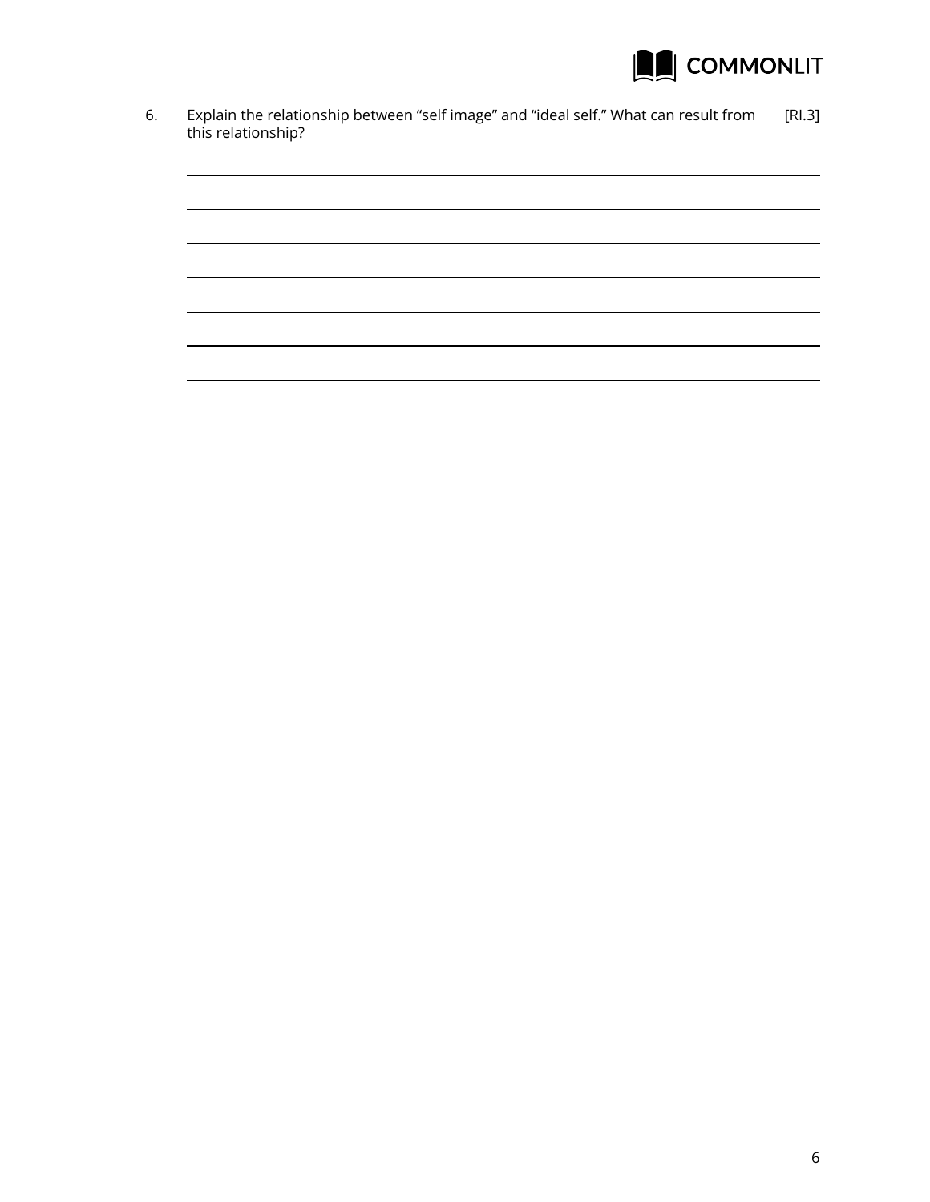6. Explain the relationship between “self image” and “ideal self.” What can result from this relationship? [RI.3]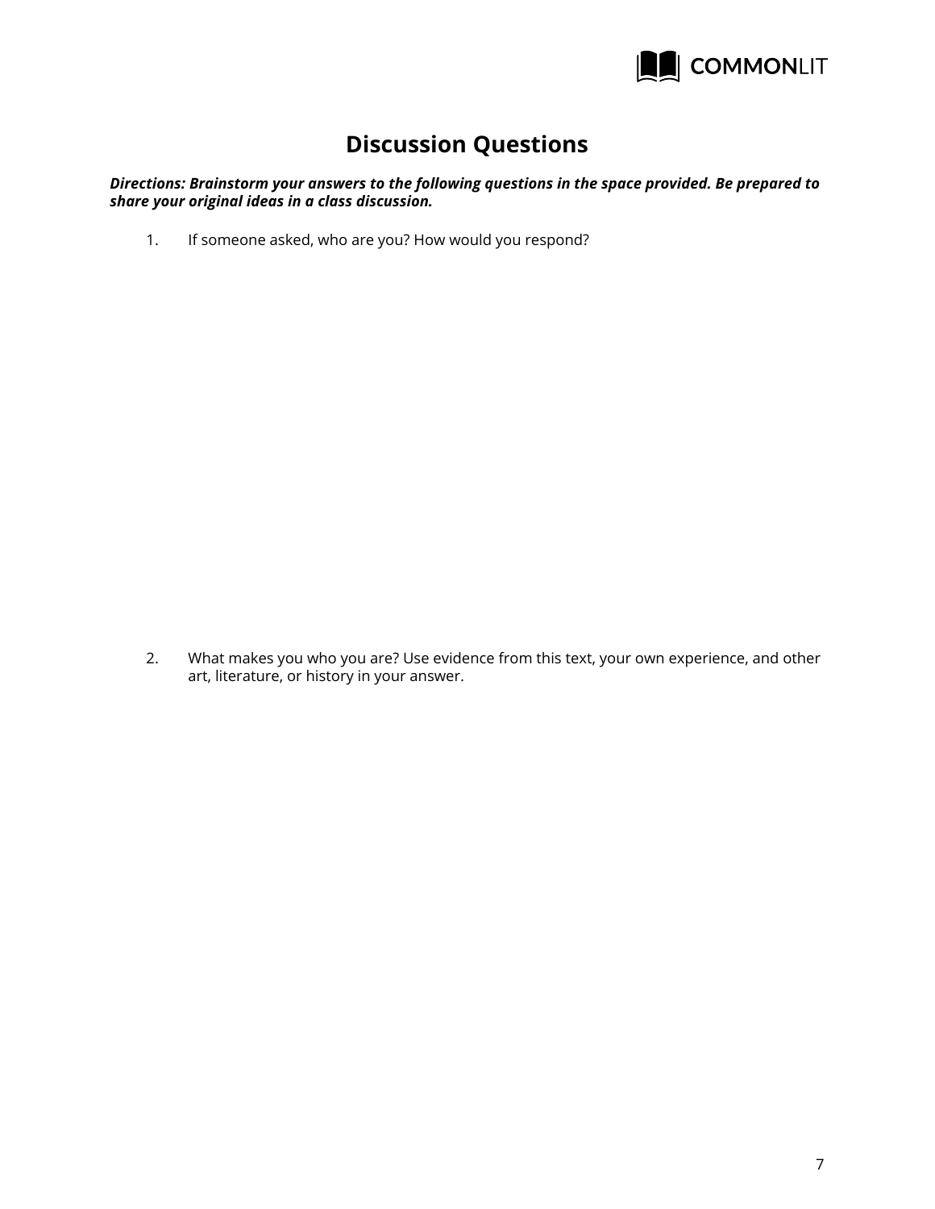# Discussion Questions

***Directions: Brainstorm your answers to the following questions in the space provided. Be prepared to share your original ideas in a class discussion.***

1. If someone asked, who are you? How would you respond?

2. What makes you who you are? Use evidence from this text, your own experience, and other art, literature, or history in your answer.